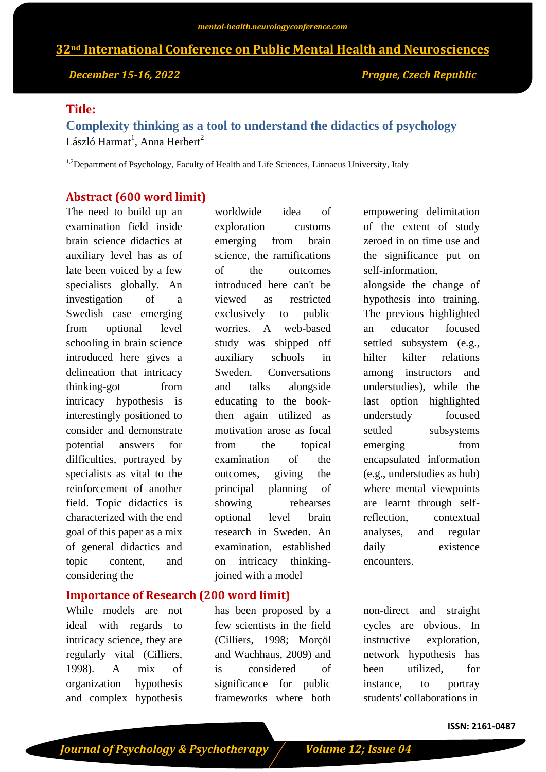**Title:**

# Complexity thinking as a tool to understand the didactics of psychology

László Harmat[1], Anna Herbert[2]

[1,2]Department of Psychology, Faculty of Health and Life Sciences, Linnaeus University, Italy

## Abstract (600 word limit)

The need to build up an examination field inside brain science didactics at auxiliary level has as of late been voiced by a few specialists globally. An investigation of a Swedish case emerging from optional level schooling in brain science introduced here gives a delineation that intricacy thinking-got from intricacy hypothesis is interestingly positioned to consider and demonstrate potential answers for difficulties, portrayed by specialists as vital to the reinforcement of another field. Topic didactics is characterized with the end goal of this paper as a mix of general didactics and topic content, and considering the worldwide idea of exploration customs emerging from brain science, the ramifications of the outcomes introduced here can't be viewed as restricted exclusively to public worries. A web-based study was shipped off auxiliary schools in Sweden. Conversations and talks alongside educating to the book-then again utilized as motivation arose as focal from the topical examination of the outcomes, giving the principal planning of showing rehearses optional level brain research in Sweden. An examination, established on intricacy thinking-joined with a model empowering delimitation of the extent of study zeroed in on time use and the significance put on self-information, alongside the change of hypothesis into training. The previous highlighted an educator focused settled subsystem (e.g., hilter kilter relations among instructors and understudies), while the last option highlighted understudy focused settled subsystems emerging from encapsulated information (e.g., understudies as hub) where mental viewpoints are learnt through self-reflection, contextual analyses, and regular daily existence encounters.

## Importance of Research (200 word limit)

While models are not ideal with regards to intricacy science, they are regularly vital (Cilliers, 1998). A mix of organization hypothesis and complex hypothesis has been proposed by a few scientists in the field (Cilliers, 1998; Morçöl and Wachhaus, 2009) and is considered of significance for public frameworks where both non-direct and straight cycles are obvious. In instructive exploration, network hypothesis has been utilized, for instance, to portray students' collaborations in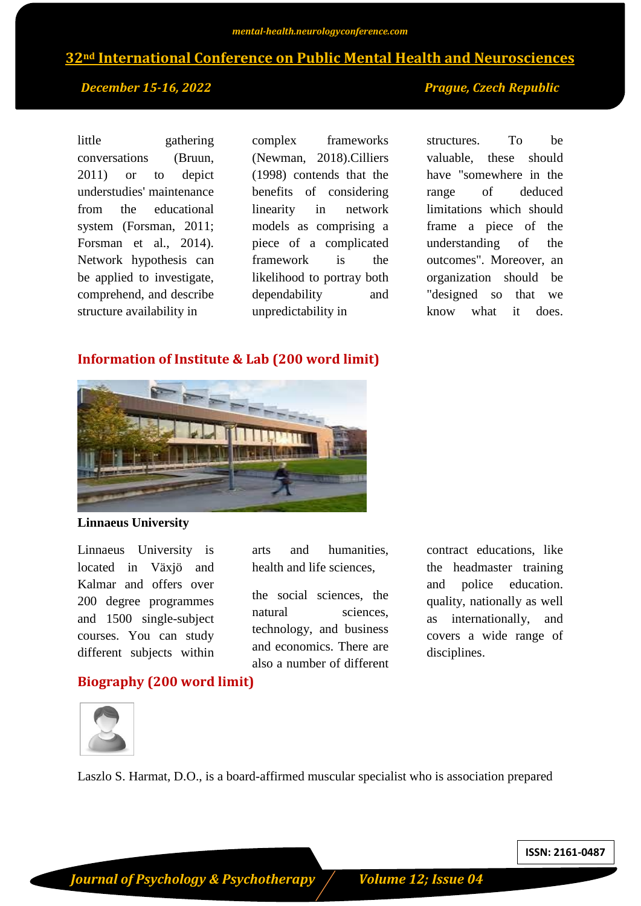little gathering conversations (Bruun, 2011) or to depict understudies' maintenance from the educational system (Forsman, 2011; Forsman et al., 2014). Network hypothesis can be applied to investigate, comprehend, and describe structure availability in complex frameworks (Newman, 2018).Cilliers (1998) contends that the benefits of considering linearity in network models as comprising a piece of a complicated framework is the likelihood to portray both dependability and unpredictability in structures. To be valuable, these should have "somewhere in the range of deduced limitations which should frame a piece of the understanding of the outcomes". Moreover, an organization should be "designed so that we know what it does.

## Information of Institute & Lab (200 word limit)

**Linnaeus University**

Linnaeus University is located in Växjö and Kalmar and offers over 200 degree programmes and 1500 single-subject courses. You can study different subjects within arts and humanities, health and life sciences,

the social sciences, the natural sciences, technology, and business and economics. There are also a number of different contract educations, like the headmaster training and police education. quality, nationally as well as internationally, and covers a wide range of disciplines.

## Biography (200 word limit)

Laszlo S. Harmat, D.O., is a board-affirmed muscular specialist who is association prepared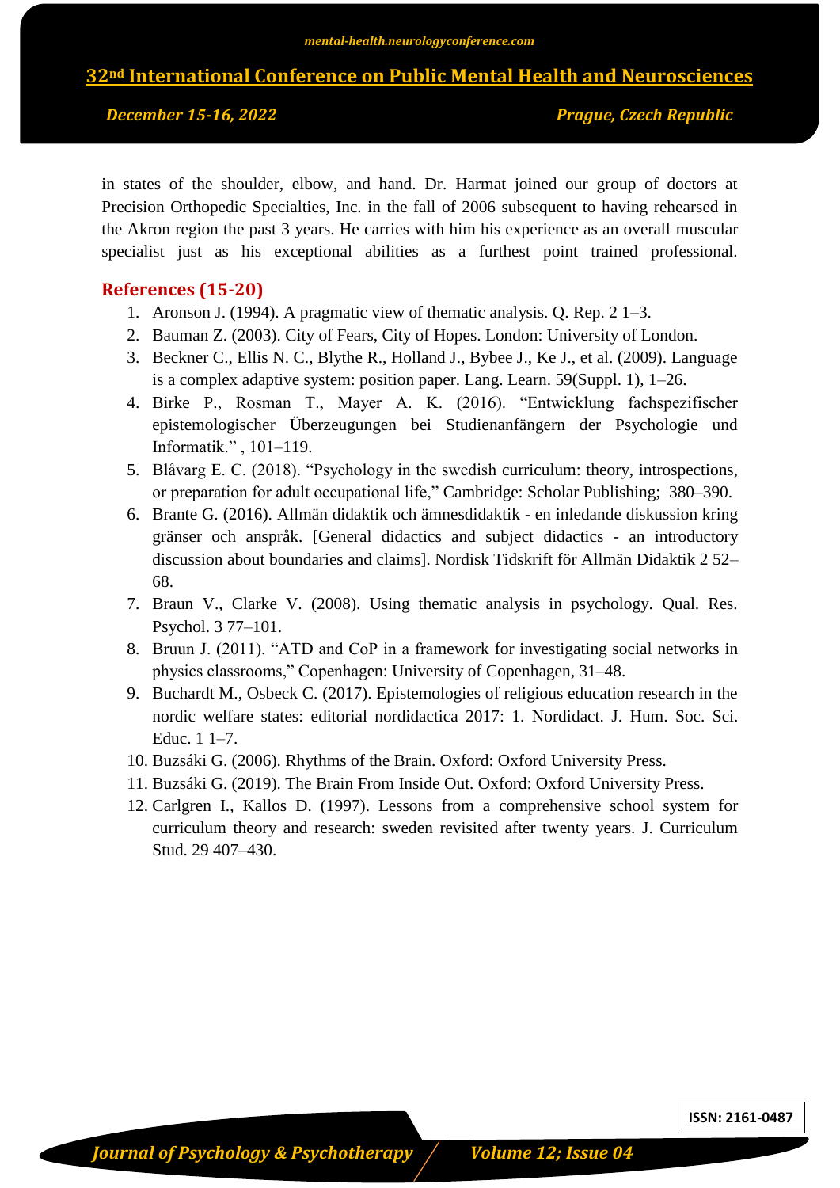in states of the shoulder, elbow, and hand. Dr. Harmat joined our group of doctors at Precision Orthopedic Specialties, Inc. in the fall of 2006 subsequent to having rehearsed in the Akron region the past 3 years. He carries with him his experience as an overall muscular specialist just as his exceptional abilities as a furthest point trained professional.

## References (15-20)

1. Aronson J. (1994). A pragmatic view of thematic analysis. Q. Rep. 2 1–3.
2. Bauman Z. (2003). City of Fears, City of Hopes. London: University of London.
3. Beckner C., Ellis N. C., Blythe R., Holland J., Bybee J., Ke J., et al. (2009). Language is a complex adaptive system: position paper. Lang. Learn. 59(Suppl. 1), 1–26.
4. Birke P., Rosman T., Mayer A. K. (2016). "Entwicklung fachspezifischer epistemologischer Überzeugungen bei Studienanfängern der Psychologie und Informatik." , 101–119.
5. Blåvarg E. C. (2018). "Psychology in the swedish curriculum: theory, introspections, or preparation for adult occupational life," Cambridge: Scholar Publishing; 380–390.
6. Brante G. (2016). Allmän didaktik och ämnesdidaktik - en inledande diskussion kring gränser och anspråk. [General didactics and subject didactics - an introductory discussion about boundaries and claims]. Nordisk Tidskrift för Allmän Didaktik 2 52–68.
7. Braun V., Clarke V. (2008). Using thematic analysis in psychology. Qual. Res. Psychol. 3 77–101.
8. Bruun J. (2011). "ATD and CoP in a framework for investigating social networks in physics classrooms," Copenhagen: University of Copenhagen, 31–48.
9. Buchardt M., Osbeck C. (2017). Epistemologies of religious education research in the nordic welfare states: editorial nordidactica 2017: 1. Nordidact. J. Hum. Soc. Sci. Educ. 1 1–7.
10. Buzsáki G. (2006). Rhythms of the Brain. Oxford: Oxford University Press.
11. Buzsáki G. (2019). The Brain From Inside Out. Oxford: Oxford University Press.
12. Carlgren I., Kallos D. (1997). Lessons from a comprehensive school system for curriculum theory and research: sweden revisited after twenty years. J. Curriculum Stud. 29 407–430.